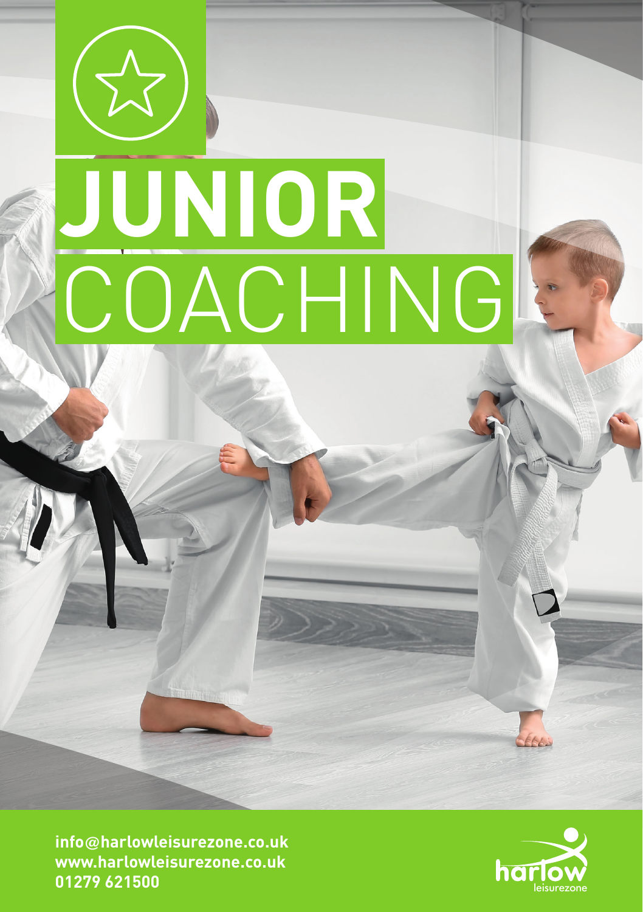# JUNIOR COACHING

info@harlowleisurezone.co.uk
www.harlowleisurezone.co.uk
01279 621500

harlow leisurezone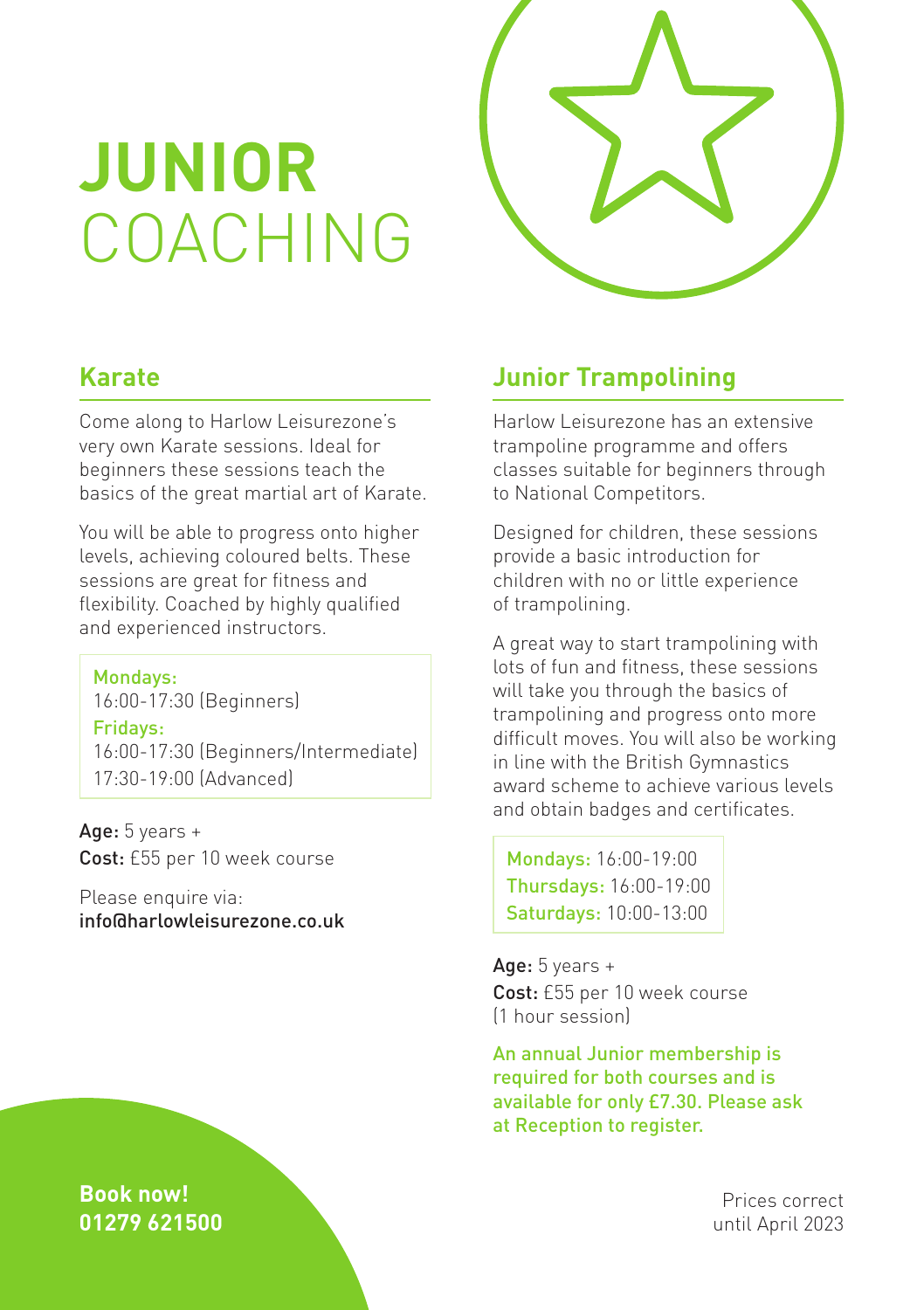# **JUNIOR** COACHING

## Karate

Come along to Harlow Leisurezone's very own Karate sessions. Ideal for beginners these sessions teach the basics of the great martial art of Karate.

You will be able to progress onto higher levels, achieving coloured belts. These sessions are great for fitness and flexibility. Coached by highly qualified and experienced instructors.

**Mondays:**
16:00-17:30 (Beginners)
**Fridays:**
16:00-17:30 (Beginners/Intermediate)
17:30-19:00 (Advanced)

**Age:** 5 years +
**Cost:** £55 per 10 week course

Please enquire via:
info@harlowleisurezone.co.uk

## Junior Trampolining

Harlow Leisurezone has an extensive trampoline programme and offers classes suitable for beginners through to National Competitors.

Designed for children, these sessions provide a basic introduction for children with no or little experience of trampolining.

A great way to start trampolining with lots of fun and fitness, these sessions will take you through the basics of trampolining and progress onto more difficult moves. You will also be working in line with the British Gymnastics award scheme to achieve various levels and obtain badges and certificates.

**Mondays:** 16:00-19:00
**Thursdays:** 16:00-19:00
**Saturdays:** 10:00-13:00

**Age:** 5 years +
**Cost:** £55 per 10 week course
(1 hour session)

**An annual Junior membership is required for both courses and is available for only £7.30. Please ask at Reception to register.**

**Book now!**
**01279 621500**

Prices correct until April 2023